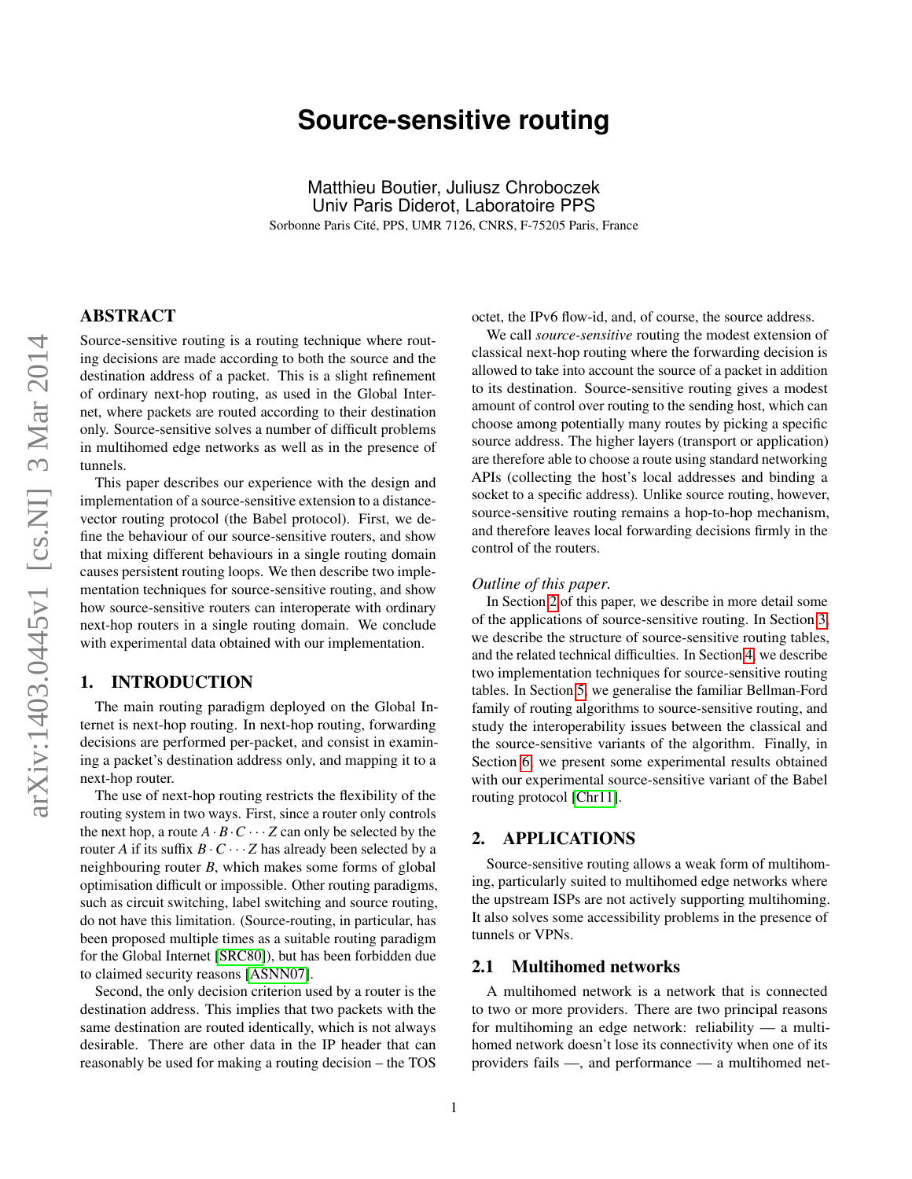# Source-sensitive routing

Matthieu Boutier, Juliusz Chroboczek
Univ Paris Diderot, Laboratoire PPS
Sorbonne Paris Cité, PPS, UMR 7126, CNRS, F-75205 Paris, France

## ABSTRACT

Source-sensitive routing is a routing technique where routing decisions are made according to both the source and the destination address of a packet. This is a slight refinement of ordinary next-hop routing, as used in the Global Internet, where packets are routed according to their destination only. Source-sensitive solves a number of difficult problems in multihomed edge networks as well as in the presence of tunnels.

This paper describes our experience with the design and implementation of a source-sensitive extension to a distance-vector routing protocol (the Babel protocol). First, we define the behaviour of our source-sensitive routers, and show that mixing different behaviours in a single routing domain causes persistent routing loops. We then describe two implementation techniques for source-sensitive routing, and show how source-sensitive routers can interoperate with ordinary next-hop routers in a single routing domain. We conclude with experimental data obtained with our implementation.

## 1. INTRODUCTION

The main routing paradigm deployed on the Global Internet is next-hop routing. In next-hop routing, forwarding decisions are performed per-packet, and consist in examining a packet's destination address only, and mapping it to a next-hop router.

The use of next-hop routing restricts the flexibility of the routing system in two ways. First, since a router only controls the next hop, a route $A \cdot B \cdot C \cdots Z$ can only be selected by the router $A$ if its suffix $B \cdot C \cdots Z$ has already been selected by a neighbouring router $B$, which makes some forms of global optimisation difficult or impossible. Other routing paradigms, such as circuit switching, label switching and source routing, do not have this limitation. (Source-routing, in particular, has been proposed multiple times as a suitable routing paradigm for the Global Internet [SRC80]), but has been forbidden due to claimed security reasons [ASNN07].

Second, the only decision criterion used by a router is the destination address. This implies that two packets with the same destination are routed identically, which is not always desirable. There are other data in the IP header that can reasonably be used for making a routing decision – the TOS octet, the IPv6 flow-id, and, of course, the source address.

We call *source-sensitive* routing the modest extension of classical next-hop routing where the forwarding decision is allowed to take into account the source of a packet in addition to its destination. Source-sensitive routing gives a modest amount of control over routing to the sending host, which can choose among potentially many routes by picking a specific source address. The higher layers (transport or application) are therefore able to choose a route using standard networking APIs (collecting the host's local addresses and binding a socket to a specific address). Unlike source routing, however, source-sensitive routing remains a hop-to-hop mechanism, and therefore leaves local forwarding decisions firmly in the control of the routers.

*Outline of this paper.*

In Section 2 of this paper, we describe in more detail some of the applications of source-sensitive routing. In Section 3, we describe the structure of source-sensitive routing tables, and the related technical difficulties. In Section 4, we describe two implementation techniques for source-sensitive routing tables. In Section 5, we generalise the familiar Bellman-Ford family of routing algorithms to source-sensitive routing, and study the interoperability issues between the classical and the source-sensitive variants of the algorithm. Finally, in Section 6, we present some experimental results obtained with our experimental source-sensitive variant of the Babel routing protocol [Chr11].

## 2. APPLICATIONS

Source-sensitive routing allows a weak form of multihoming, particularly suited to multihomed edge networks where the upstream ISPs are not actively supporting multihoming. It also solves some accessibility problems in the presence of tunnels or VPNs.

### 2.1 Multihomed networks

A multihomed network is a network that is connected to two or more providers. There are two principal reasons for multihoming an edge network: reliability — a multihomed network doesn't lose its connectivity when one of its providers fails —, and performance — a multihomed net-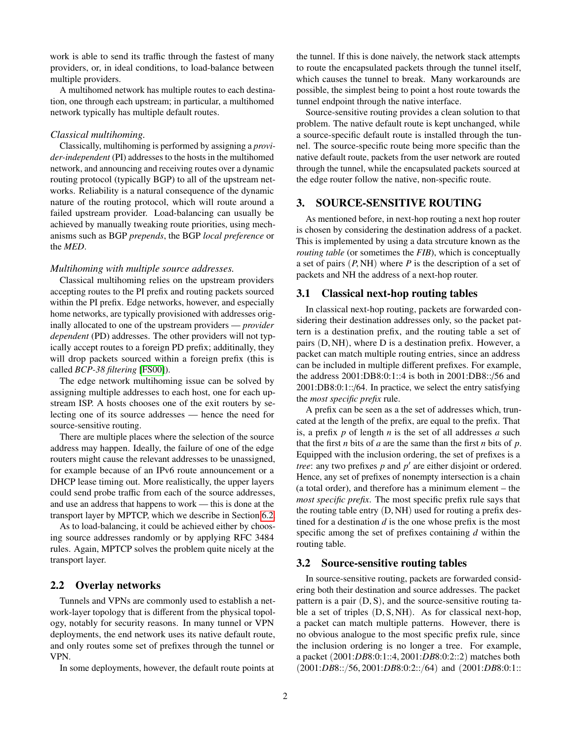work is able to send its traffic through the fastest of many providers, or, in ideal conditions, to load-balance between multiple providers.

A multihomed network has multiple routes to each destination, one through each upstream; in particular, a multihomed network typically has multiple default routes.

*Classical multihoming.*

Classically, multihoming is performed by assigning a *provider-independent* (PI) addresses to the hosts in the multihomed network, and announcing and receiving routes over a dynamic routing protocol (typically BGP) to all of the upstream networks. Reliability is a natural consequence of the dynamic nature of the routing protocol, which will route around a failed upstream provider. Load-balancing can usually be achieved by manually tweaking route priorities, using mechanisms such as BGP *prepends*, the BGP *local preference* or the *MED*.

*Multihoming with multiple source addresses.*

Classical multihoming relies on the upstream providers accepting routes to the PI prefix and routing packets sourced within the PI prefix. Edge networks, however, and especially home networks, are typically provisioned with addresses originally allocated to one of the upstream providers — *provider dependent* (PD) addresses. The other providers will not typically accept routes to a foreign PD prefix; additinally, they will drop packets sourced within a foreign prefix (this is called *BCP-38 filtering* [FS00]).

The edge network multihoming issue can be solved by assigning multiple addresses to each host, one for each upstream ISP. A hosts chooses one of the exit routers by selecting one of its source addresses — hence the need for source-sensitive routing.

There are multiple places where the selection of the source address may happen. Ideally, the failure of one of the edge routers might cause the relevant addresses to be unassigned, for example because of an IPv6 route announcement or a DHCP lease timing out. More realistically, the upper layers could send probe traffic from each of the source addresses, and use an address that happens to work — this is done at the transport layer by MPTCP, which we describe in Section 6.2.

As to load-balancing, it could be achieved either by choosing source addresses randomly or by applying RFC 3484 rules. Again, MPTCP solves the problem quite nicely at the transport layer.

## 2.2 Overlay networks

Tunnels and VPNs are commonly used to establish a network-layer topology that is different from the physical topology, notably for security reasons. In many tunnel or VPN deployments, the end network uses its native default route, and only routes some set of prefixes through the tunnel or VPN.

In some deployments, however, the default route points at the tunnel. If this is done naively, the network stack attempts to route the encapsulated packets through the tunnel itself, which causes the tunnel to break. Many workarounds are possible, the simplest being to point a host route towards the tunnel endpoint through the native interface.

Source-sensitive routing provides a clean solution to that problem. The native default route is kept unchanged, while a source-specific default route is installed through the tunnel. The source-specific route being more specific than the native default route, packets from the user network are routed through the tunnel, while the encapsulated packets sourced at the edge router follow the native, non-specific route.

# 3. SOURCE-SENSITIVE ROUTING

As mentioned before, in next-hop routing a next hop router is chosen by considering the destination address of a packet. This is implemented by using a data strcuture known as the *routing table* (or sometimes the *FIB*), which is conceptually a set of pairs $(P, \mathrm{NH})$ where $P$ is the description of a set of packets and NH the address of a next-hop router.

## 3.1 Classical next-hop routing tables

In classical next-hop routing, packets are forwarded considering their destination addresses only, so the packet pattern is a destination prefix, and the routing table a set of pairs $(\mathrm{D}, \mathrm{NH})$, where D is a destination prefix. However, a packet can match multiple routing entries, since an address can be included in multiple different prefixes. For example, the address 2001:DB8:0:1::4 is both in 2001:DB8::/56 and 2001:DB8:0:1::/64. In practice, we select the entry satisfying the *most specific prefix* rule.

A prefix can be seen as a the set of addresses which, truncated at the length of the prefix, are equal to the prefix. That is, a prefix $p$ of length $n$ is the set of all addresses $a$ such that the first $n$ bits of $a$ are the same than the first $n$ bits of $p$. Equipped with the inclusion ordering, the set of prefixes is a *tree*: any two prefixes $p$ and $p'$ are either disjoint or ordered. Hence, any set of prefixes of nonempty intersection is a chain (a total order), and therefore has a minimum element – the *most specific prefix*. The most specific prefix rule says that the routing table entry $(\mathrm{D}, \mathrm{NH})$ used for routing a prefix destined for a destination $d$ is the one whose prefix is the most specific among the set of prefixes containing $d$ within the routing table.

## 3.2 Source-sensitive routing tables

In source-sensitive routing, packets are forwarded considering both their destination and source addresses. The packet pattern is a pair $(\mathrm{D}, \mathrm{S})$, and the source-sensitive routing table a set of triples $(\mathrm{D}, \mathrm{S}, \mathrm{NH})$. As for classical next-hop, a packet can match multiple patterns. However, there is no obvious analogue to the most specific prefix rule, since the inclusion ordering is no longer a tree. For example, a packet $(2001{:}DB8{:}0{:}1{::}4, 2001{:}DB8{:}0{:}2{::}2)$ matches both $(2001{:}DB8{::}/56, 2001{:}DB8{:}0{:}2{::}/64)$ and $(2001{:}DB8{:}0{:}1{::}$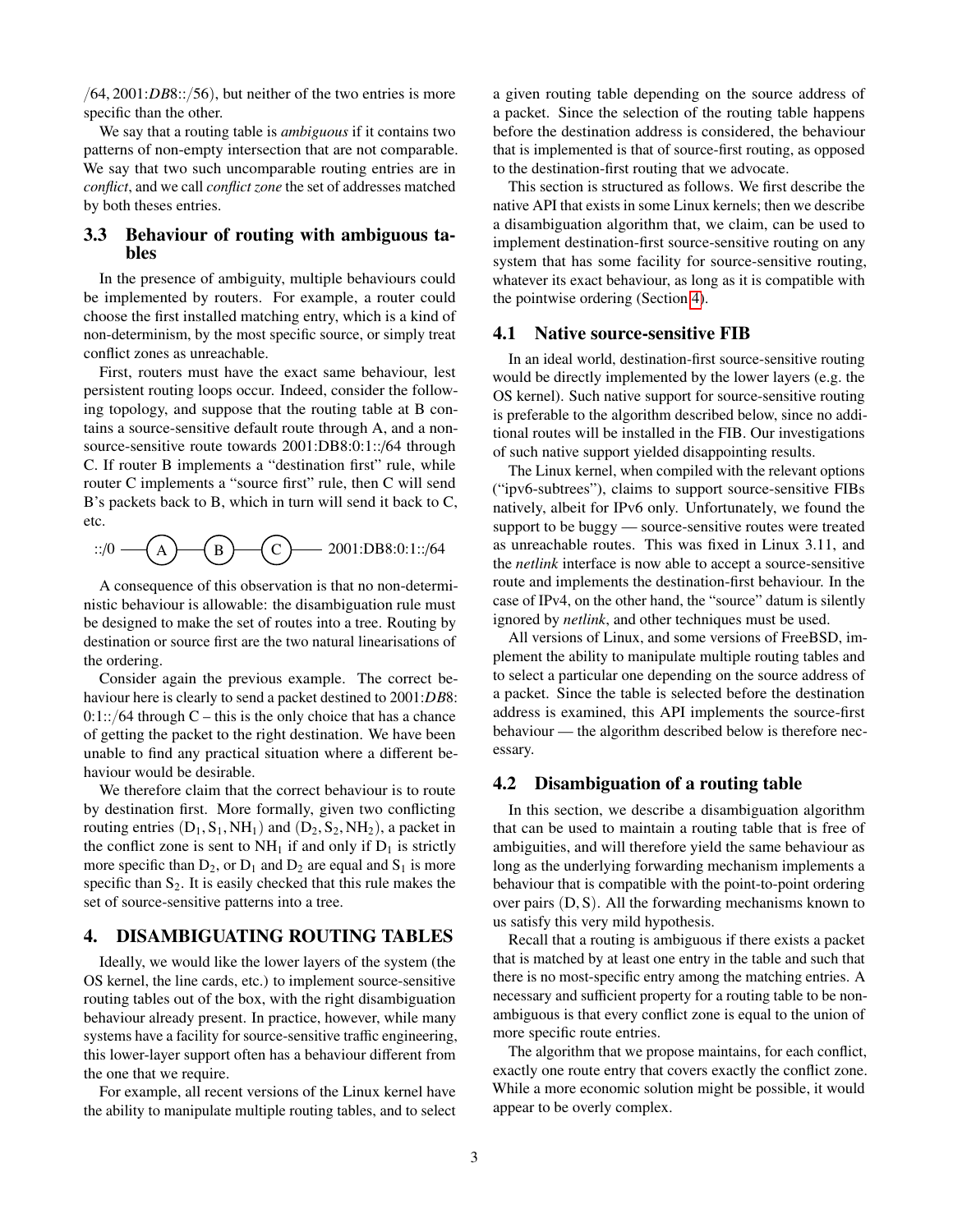/64, 2001:*DB*8::/56), but neither of the two entries is more specific than the other.

We say that a routing table is *ambiguous* if it contains two patterns of non-empty intersection that are not comparable. We say that two such uncomparable routing entries are in *conflict*, and we call *conflict zone* the set of addresses matched by both theses entries.

### 3.3 Behaviour of routing with ambiguous tables

In the presence of ambiguity, multiple behaviours could be implemented by routers. For example, a router could choose the first installed matching entry, which is a kind of non-determinism, by the most specific source, or simply treat conflict zones as unreachable.

First, routers must have the exact same behaviour, lest persistent routing loops occur. Indeed, consider the following topology, and suppose that the routing table at B contains a source-sensitive default route through A, and a non-source-sensitive route towards 2001:DB8:0:1::/64 through C. If router B implements a "destination first" rule, while router C implements a "source first" rule, then C will send B's packets back to B, which in turn will send it back to C, etc.

::/0 —— (A) —— (B) —— (C) —— 2001:DB8:0:1::/64

A consequence of this observation is that no non-deterministic behaviour is allowable: the disambiguation rule must be designed to make the set of routes into a tree. Routing by destination or source first are the two natural linearisations of the ordering.

Consider again the previous example. The correct behaviour here is clearly to send a packet destined to 2001:*DB*8:0:1::/64 through C – this is the only choice that has a chance of getting the packet to the right destination. We have been unable to find any practical situation where a different behaviour would be desirable.

We therefore claim that the correct behaviour is to route by destination first. More formally, given two conflicting routing entries $(D_1, S_1, NH_1)$ and $(D_2, S_2, NH_2)$, a packet in the conflict zone is sent to $NH_1$ if and only if $D_1$ is strictly more specific than $D_2$, or $D_1$ and $D_2$ are equal and $S_1$ is more specific than $S_2$. It is easily checked that this rule makes the set of source-sensitive patterns into a tree.

## 4. DISAMBIGUATING ROUTING TABLES

Ideally, we would like the lower layers of the system (the OS kernel, the line cards, etc.) to implement source-sensitive routing tables out of the box, with the right disambiguation behaviour already present. In practice, however, while many systems have a facility for source-sensitive traffic engineering, this lower-layer support often has a behaviour different from the one that we require.

For example, all recent versions of the Linux kernel have the ability to manipulate multiple routing tables, and to select a given routing table depending on the source address of a packet. Since the selection of the routing table happens before the destination address is considered, the behaviour that is implemented is that of source-first routing, as opposed to the destination-first routing that we advocate.

This section is structured as follows. We first describe the native API that exists in some Linux kernels; then we describe a disambiguation algorithm that, we claim, can be used to implement destination-first source-sensitive routing on any system that has some facility for source-sensitive routing, whatever its exact behaviour, as long as it is compatible with the pointwise ordering (Section 4).

### 4.1 Native source-sensitive FIB

In an ideal world, destination-first source-sensitive routing would be directly implemented by the lower layers (e.g. the OS kernel). Such native support for source-sensitive routing is preferable to the algorithm described below, since no additional routes will be installed in the FIB. Our investigations of such native support yielded disappointing results.

The Linux kernel, when compiled with the relevant options ("ipv6-subtrees"), claims to support source-sensitive FIBs natively, albeit for IPv6 only. Unfortunately, we found the support to be buggy — source-sensitive routes were treated as unreachable routes. This was fixed in Linux 3.11, and the *netlink* interface is now able to accept a source-sensitive route and implements the destination-first behaviour. In the case of IPv4, on the other hand, the "source" datum is silently ignored by *netlink*, and other techniques must be used.

All versions of Linux, and some versions of FreeBSD, implement the ability to manipulate multiple routing tables and to select a particular one depending on the source address of a packet. Since the table is selected before the destination address is examined, this API implements the source-first behaviour — the algorithm described below is therefore necessary.

### 4.2 Disambiguation of a routing table

In this section, we describe a disambiguation algorithm that can be used to maintain a routing table that is free of ambiguities, and will therefore yield the same behaviour as long as the underlying forwarding mechanism implements a behaviour that is compatible with the point-to-point ordering over pairs $(D, S)$. All the forwarding mechanisms known to us satisfy this very mild hypothesis.

Recall that a routing is ambiguous if there exists a packet that is matched by at least one entry in the table and such that there is no most-specific entry among the matching entries. A necessary and sufficient property for a routing table to be non-ambiguous is that every conflict zone is equal to the union of more specific route entries.

The algorithm that we propose maintains, for each conflict, exactly one route entry that covers exactly the conflict zone. While a more economic solution might be possible, it would appear to be overly complex.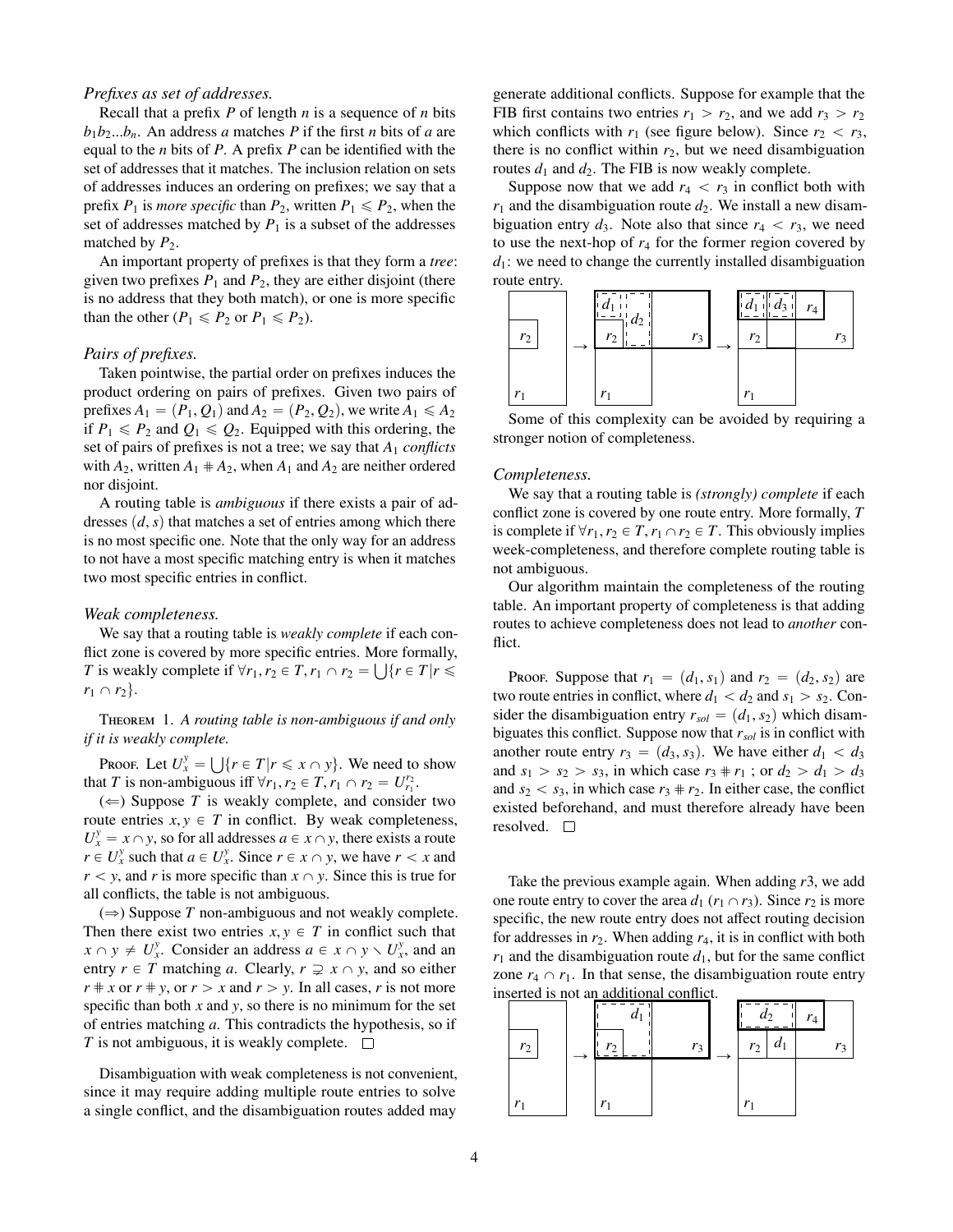*Prefixes as set of addresses.*

Recall that a prefix $P$ of length $n$ is a sequence of $n$ bits $b_1 b_2 ... b_n$. An address $a$ matches $P$ if the first $n$ bits of $a$ are equal to the $n$ bits of $P$. A prefix $P$ can be identified with the set of addresses that it matches. The inclusion relation on sets of addresses induces an ordering on prefixes; we say that a prefix $P_1$ is *more specific* than $P_2$, written $P_1 \leqslant P_2$, when the set of addresses matched by $P_1$ is a subset of the addresses matched by $P_2$.

An important property of prefixes is that they form a *tree*: given two prefixes $P_1$ and $P_2$, they are either disjoint (there is no address that they both match), or one is more specific than the other ($P_1 \leqslant P_2$ or $P_1 \leqslant P_2$).

*Pairs of prefixes.*

Taken pointwise, the partial order on prefixes induces the product ordering on pairs of prefixes. Given two pairs of prefixes $A_1 = (P_1, Q_1)$ and $A_2 = (P_2, Q_2)$, we write $A_1 \leqslant A_2$ if $P_1 \leqslant P_2$ and $Q_1 \leqslant Q_2$. Equipped with this ordering, the set of pairs of prefixes is not a tree; we say that $A_1$ *conflicts* with $A_2$, written $A_1 \# A_2$, when $A_1$ and $A_2$ are neither ordered nor disjoint.

A routing table is *ambiguous* if there exists a pair of addresses $(d, s)$ that matches a set of entries among which there is no most specific one. Note that the only way for an address to not have a most specific matching entry is when it matches two most specific entries in conflict.

*Weak completeness.*

We say that a routing table is *weakly complete* if each conflict zone is covered by more specific entries. More formally, $T$ is weakly complete if $\forall r_1, r_2 \in T, r_1 \cap r_2 = \bigcup \{r \in T | r \leqslant r_1 \cap r_2\}$.

Theorem 1. *A routing table is non-ambiguous if and only if it is weakly complete.*

Proof. Let $U_x^y = \bigcup \{r \in T | r \leqslant x \cap y\}$. We need to show that $T$ is non-ambiguous iff $\forall r_1, r_2 \in T, r_1 \cap r_2 = U_{r_1}^{r_2}$.

($\Leftarrow$) Suppose $T$ is weakly complete, and consider two route entries $x, y \in T$ in conflict. By weak completeness, $U_x^y = x \cap y$, so for all addresses $a \in x \cap y$, there exists a route $r \in U_x^y$ such that $a \in U_x^y$. Since $r \in x \cap y$, we have $r < x$ and $r < y$, and $r$ is more specific than $x \cap y$. Since this is true for all conflicts, the table is not ambiguous.

($\Rightarrow$) Suppose $T$ non-ambiguous and not weakly complete. Then there exist two entries $x, y \in T$ in conflict such that $x \cap y \neq U_x^y$. Consider an address $a \in x \cap y \setminus U_x^y$, and an entry $r \in T$ matching $a$. Clearly, $r \supsetneq x \cap y$, and so either $r \# x$ or $r \# y$, or $r > x$ and $r > y$. In all cases, $r$ is not more specific than both $x$ and $y$, so there is no minimum for the set of entries matching $a$. This contradicts the hypothesis, so if $T$ is not ambiguous, it is weakly complete. □

Disambiguation with weak completeness is not convenient, since it may require adding multiple route entries to solve a single conflict, and the disambiguation routes added may generate additional conflicts. Suppose for example that the FIB first contains two entries $r_1 > r_2$, and we add $r_3 > r_2$ which conflicts with $r_1$ (see figure below). Since $r_2 < r_3$, there is no conflict within $r_2$, but we need disambiguation routes $d_1$ and $d_2$. The FIB is now weakly complete.

Suppose now that we add $r_4 < r_3$ in conflict both with $r_1$ and the disambiguation route $d_2$. We install a new disambiguation entry $d_3$. Note also that since $r_4 < r_3$, we need to use the next-hop of $r_4$ for the former region covered by $d_1$: we need to change the currently installed disambiguation route entry.

Some of this complexity can be avoided by requiring a stronger notion of completeness.

*Completeness.*

We say that a routing table is *(strongly) complete* if each conflict zone is covered by one route entry. More formally, $T$ is complete if $\forall r_1, r_2 \in T, r_1 \cap r_2 \in T$. This obviously implies week-completeness, and therefore complete routing table is not ambiguous.

Our algorithm maintain the completeness of the routing table. An important property of completeness is that adding routes to achieve completeness does not lead to *another* conflict.

Proof. Suppose that $r_1 = (d_1, s_1)$ and $r_2 = (d_2, s_2)$ are two route entries in conflict, where $d_1 < d_2$ and $s_1 > s_2$. Consider the disambiguation entry $r_{sol} = (d_1, s_2)$ which disambiguates this conflict. Suppose now that $r_{sol}$ is in conflict with another route entry $r_3 = (d_3, s_3)$. We have either $d_1 < d_3$ and $s_1 > s_2 > s_3$, in which case $r_3 \# r_1$ ; or $d_2 > d_1 > d_3$ and $s_2 < s_3$, in which case $r_3 \# r_2$. In either case, the conflict existed beforehand, and must therefore already have been resolved. □

Take the previous example again. When adding $r3$, we add one route entry to cover the area $d_1$ ($r_1 \cap r_3$). Since $r_2$ is more specific, the new route entry does not affect routing decision for addresses in $r_2$. When adding $r_4$, it is in conflict with both $r_1$ and the disambiguation route $d_1$, but for the same conflict zone $r_4 \cap r_1$. In that sense, the disambiguation route entry inserted is not an additional conflict.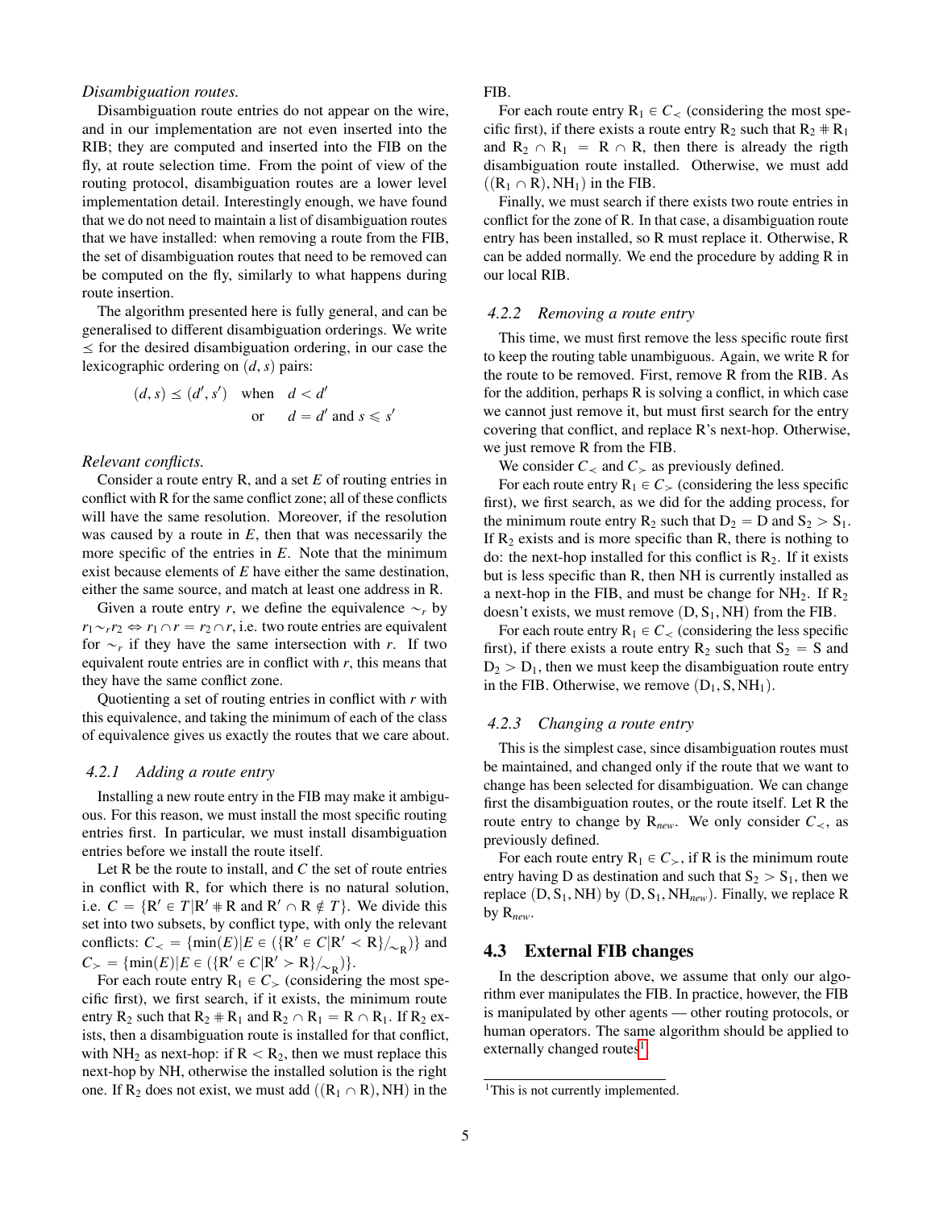*Disambiguation routes.*

Disambiguation route entries do not appear on the wire, and in our implementation are not even inserted into the RIB; they are computed and inserted into the FIB on the fly, at route selection time. From the point of view of the routing protocol, disambiguation routes are a lower level implementation detail. Interestingly enough, we have found that we do not need to maintain a list of disambiguation routes that we have installed: when removing a route from the FIB, the set of disambiguation routes that need to be removed can be computed on the fly, similarly to what happens during route insertion.

The algorithm presented here is fully general, and can be generalised to different disambiguation orderings. We write $\preceq$ for the desired disambiguation ordering, in our case the lexicographic ordering on $(d, s)$ pairs:

$$(d, s) \preceq (d', s') \quad \text{when} \quad d < d' \quad \text{or} \quad d = d' \text{ and } s \leqslant s'$$

*Relevant conflicts.*

Consider a route entry R, and a set $E$ of routing entries in conflict with R for the same conflict zone; all of these conflicts will have the same resolution. Moreover, if the resolution was caused by a route in $E$, then that was necessarily the more specific of the entries in $E$. Note that the minimum exist because elements of $E$ have either the same destination, either the same source, and match at least one address in R.

Given a route entry $r$, we define the equivalence $\sim_r$ by $r_1 \sim_r r_2 \Leftrightarrow r_1 \cap r = r_2 \cap r$, i.e. two route entries are equivalent for $\sim_r$ if they have the same intersection with $r$. If two equivalent route entries are in conflict with $r$, this means that they have the same conflict zone.

Quotienting a set of routing entries in conflict with $r$ with this equivalence, and taking the minimum of each of the class of equivalence gives us exactly the routes that we care about.

#### 4.2.1 Adding a route entry

Installing a new route entry in the FIB may make it ambiguous. For this reason, we must install the most specific routing entries first. In particular, we must install disambiguation entries before we install the route itself.

Let R be the route to install, and $C$ the set of route entries in conflict with R, for which there is no natural solution, i.e. $C = \{\mathrm{R}' \in T | \mathrm{R}' \# \mathrm{R} \text{ and } \mathrm{R}' \cap \mathrm{R} \notin T\}$. We divide this set into two subsets, by conflict type, with only the relevant conflicts: $C_< = \{\min(E) | E \in (\{\mathrm{R}' \in C | \mathrm{R}' < \mathrm{R}\}/_{\sim_\mathrm{R}})\}$ and $C_> = \{\min(E) | E \in (\{\mathrm{R}' \in C | \mathrm{R}' > \mathrm{R}\}/_{\sim_\mathrm{R}})\}$.

For each route entry $\mathrm{R}_1 \in C_>$ (considering the most specific first), we first search, if it exists, the minimum route entry $\mathrm{R}_2$ such that $\mathrm{R}_2 \# \mathrm{R}_1$ and $\mathrm{R}_2 \cap \mathrm{R}_1 = \mathrm{R} \cap \mathrm{R}_1$. If $\mathrm{R}_2$ exists, then a disambiguation route is installed for that conflict, with $\mathrm{NH}_2$ as next-hop: if $\mathrm{R} < \mathrm{R}_2$, then we must replace this next-hop by NH, otherwise the installed solution is the right one. If $\mathrm{R}_2$ does not exist, we must add $((\mathrm{R}_1 \cap \mathrm{R}), \mathrm{NH})$ in the FIB.

For each route entry $\mathrm{R}_1 \in C_<$ (considering the most specific first), if there exists a route entry $\mathrm{R}_2$ such that $\mathrm{R}_2 \# \mathrm{R}_1$ and $\mathrm{R}_2 \cap \mathrm{R}_1 = \mathrm{R} \cap \mathrm{R}$, then there is already the rigth disambiguation route installed. Otherwise, we must add $((\mathrm{R}_1 \cap \mathrm{R}), \mathrm{NH}_1)$ in the FIB.

Finally, we must search if there exists two route entries in conflict for the zone of R. In that case, a disambiguation route entry has been installed, so R must replace it. Otherwise, R can be added normally. We end the procedure by adding R in our local RIB.

#### 4.2.2 Removing a route entry

This time, we must first remove the less specific route first to keep the routing table unambiguous. Again, we write R for the route to be removed. First, remove R from the RIB. As for the addition, perhaps R is solving a conflict, in which case we cannot just remove it, but must first search for the entry covering that conflict, and replace R's next-hop. Otherwise, we just remove R from the FIB.

We consider $C_<$ and $C_>$ as previously defined.

For each route entry $\mathrm{R}_1 \in C_>$ (considering the less specific first), we first search, as we did for the adding process, for the minimum route entry $\mathrm{R}_2$ such that $\mathrm{D}_2 = \mathrm{D}$ and $\mathrm{S}_2 > \mathrm{S}_1$. If $\mathrm{R}_2$ exists and is more specific than R, there is nothing to do: the next-hop installed for this conflict is $\mathrm{R}_2$. If it exists but is less specific than R, then NH is currently installed as a next-hop in the FIB, and must be change for $\mathrm{NH}_2$. If $\mathrm{R}_2$ doesn't exists, we must remove $(\mathrm{D}, \mathrm{S}_1, \mathrm{NH})$ from the FIB.

For each route entry $\mathrm{R}_1 \in C_<$ (considering the less specific first), if there exists a route entry $\mathrm{R}_2$ such that $\mathrm{S}_2 = \mathrm{S}$ and $\mathrm{D}_2 > \mathrm{D}_1$, then we must keep the disambiguation route entry in the FIB. Otherwise, we remove $(\mathrm{D}_1, \mathrm{S}, \mathrm{NH}_1)$.

#### 4.2.3 Changing a route entry

This is the simplest case, since disambiguation routes must be maintained, and changed only if the route that we want to change has been selected for disambiguation. We can change first the disambiguation routes, or the route itself. Let R the route entry to change by $\mathrm{R}_{new}$. We only consider $C_<$, as previously defined.

For each route entry $\mathrm{R}_1 \in C_>$, if R is the minimum route entry having D as destination and such that $\mathrm{S}_2 > \mathrm{S}_1$, then we replace $(\mathrm{D}, \mathrm{S}_1, \mathrm{NH})$ by $(\mathrm{D}, \mathrm{S}_1, \mathrm{NH}_{new})$. Finally, we replace R by $\mathrm{R}_{new}$.

### 4.3 External FIB changes

In the description above, we assume that only our algorithm ever manipulates the FIB. In practice, however, the FIB is manipulated by other agents — other routing protocols, or human operators. The same algorithm should be applied to externally changed routes[1].

[1] This is not currently implemented.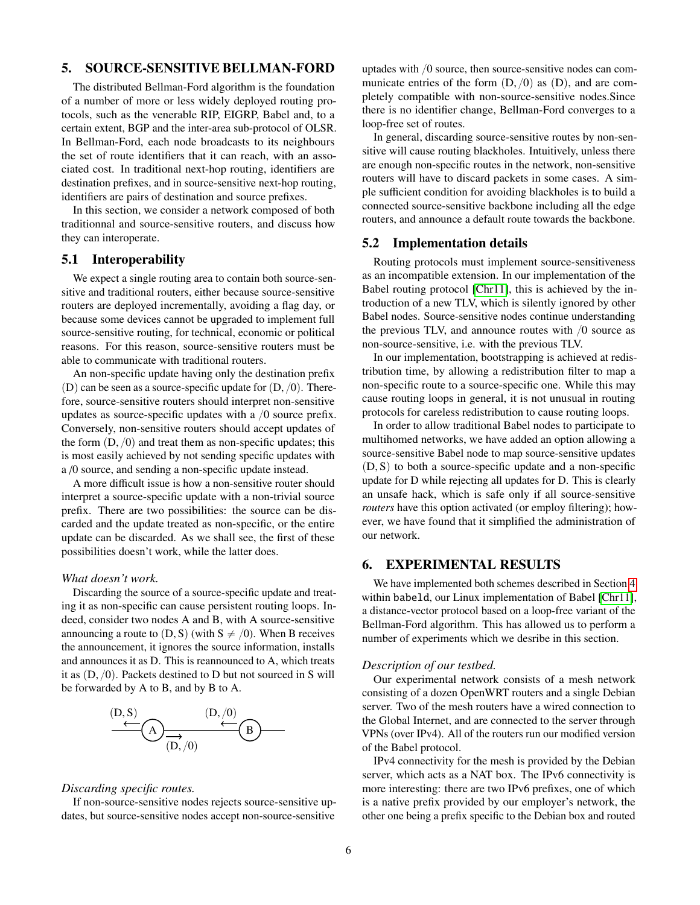## 5. SOURCE-SENSITIVE BELLMAN-FORD

The distributed Bellman-Ford algorithm is the foundation of a number of more or less widely deployed routing protocols, such as the venerable RIP, EIGRP, Babel and, to a certain extent, BGP and the inter-area sub-protocol of OLSR. In Bellman-Ford, each node broadcasts to its neighbours the set of route identifiers that it can reach, with an associated cost. In traditional next-hop routing, identifiers are destination prefixes, and in source-sensitive next-hop routing, identifiers are pairs of destination and source prefixes.

In this section, we consider a network composed of both traditionnal and source-sensitive routers, and discuss how they can interoperate.

### 5.1 Interoperability

We expect a single routing area to contain both source-sensitive and traditional routers, either because source-sensitive routers are deployed incrementally, avoiding a flag day, or because some devices cannot be upgraded to implement full source-sensitive routing, for technical, economic or political reasons. For this reason, source-sensitive routers must be able to communicate with traditional routers.

An non-specific update having only the destination prefix (D) can be seen as a source-specific update for $(D, /0)$. Therefore, source-sensitive routers should interpret non-sensitive updates as source-specific updates with a $/0$ source prefix. Conversely, non-sensitive routers should accept updates of the form $(D, /0)$ and treat them as non-specific updates; this is most easily achieved by not sending specific updates with a /0 source, and sending a non-specific update instead.

A more difficult issue is how a non-sensitive router should interpret a source-specific update with a non-trivial source prefix. There are two possibilities: the source can be discarded and the update treated as non-specific, or the entire update can be discarded. As we shall see, the first of these possibilities doesn't work, while the latter does.

*What doesn't work.*

Discarding the source of a source-specific update and treating it as non-specific can cause persistent routing loops. Indeed, consider two nodes A and B, with A source-sensitive announcing a route to $(D, S)$ (with $S \neq /0$). When B receives the announcement, it ignores the source information, installs and announces it as D. This is reannounced to A, which treats it as $(D, /0)$. Packets destined to D but not sourced in S will be forwarded by A to B, and by B to A.

$$\xleftarrow{(D,S)} (A) \underset{\overrightarrow{(D,/0)}}{\xleftarrow{\quad (D,/0) \quad}} (B)$$

*Discarding specific routes.*

If non-source-sensitive nodes rejects source-sensitive updates, but source-sensitive nodes accept non-source-sensitive uptades with $/0$ source, then source-sensitive nodes can communicate entries of the form $(D, /0)$ as (D), and are completely compatible with non-source-sensitive nodes.Since there is no identifier change, Bellman-Ford converges to a loop-free set of routes.

In general, discarding source-sensitive routes by non-sensitive will cause routing blackholes. Intuitively, unless there are enough non-specific routes in the network, non-sensitive routers will have to discard packets in some cases. A simple sufficient condition for avoiding blackholes is to build a connected source-sensitive backbone including all the edge routers, and announce a default route towards the backbone.

### 5.2 Implementation details

Routing protocols must implement source-sensitiveness as an incompatible extension. In our implementation of the Babel routing protocol [Chr11], this is achieved by the introduction of a new TLV, which is silently ignored by other Babel nodes. Source-sensitive nodes continue understanding the previous TLV, and announce routes with $/0$ source as non-source-sensitive, i.e. with the previous TLV.

In our implementation, bootstrapping is achieved at redistribution time, by allowing a redistribution filter to map a non-specific route to a source-specific one. While this may cause routing loops in general, it is not unusual in routing protocols for careless redistribution to cause routing loops.

In order to allow traditional Babel nodes to participate to multihomed networks, we have added an option allowing a source-sensitive Babel node to map source-sensitive updates $(D, S)$ to both a source-specific update and a non-specific update for D while rejecting all updates for D. This is clearly an unsafe hack, which is safe only if all source-sensitive *routers* have this option activated (or employ filtering); however, we have found that it simplified the administration of our network.

## 6. EXPERIMENTAL RESULTS

We have implemented both schemes described in Section 4 within babeld, our Linux implementation of Babel [Chr11], a distance-vector protocol based on a loop-free variant of the Bellman-Ford algorithm. This has allowed us to perform a number of experiments which we desribe in this section.

*Description of our testbed.*

Our experimental network consists of a mesh network consisting of a dozen OpenWRT routers and a single Debian server. Two of the mesh routers have a wired connection to the Global Internet, and are connected to the server through VPNs (over IPv4). All of the routers run our modified version of the Babel protocol.

IPv4 connectivity for the mesh is provided by the Debian server, which acts as a NAT box. The IPv6 connectivity is more interesting: there are two IPv6 prefixes, one of which is a native prefix provided by our employer's network, the other one being a prefix specific to the Debian box and routed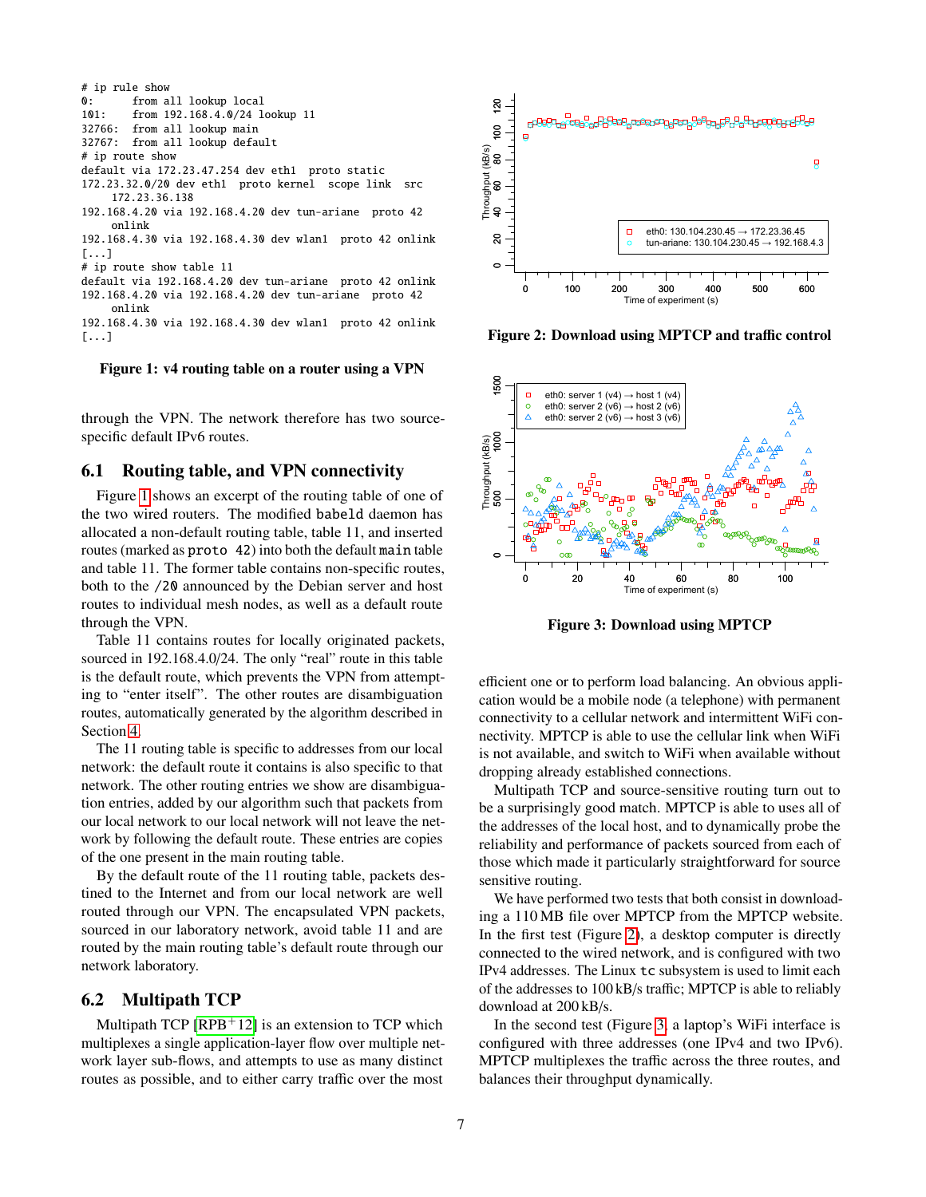```
# ip rule show
0:      from all lookup local
101:    from 192.168.4.0/24 lookup 11
32766:  from all lookup main
32767:  from all lookup default
# ip route show
default via 172.23.47.254 dev eth1  proto static
172.23.32.0/20 dev eth1  proto kernel  scope link  src
    172.23.36.138
192.168.4.20 via 192.168.4.20 dev tun-ariane  proto 42
    onlink
192.168.4.30 via 192.168.4.30 dev wlan1  proto 42 onlink
[...]
# ip route show table 11
default via 192.168.4.20 dev tun-ariane  proto 42 onlink
192.168.4.20 via 192.168.4.20 dev tun-ariane  proto 42
    onlink
192.168.4.30 via 192.168.4.30 dev wlan1  proto 42 onlink
[...]
```

**Figure 1: v4 routing table on a router using a VPN**

through the VPN. The network therefore has two source-specific default IPv6 routes.

## 6.1 Routing table, and VPN connectivity

Figure 1 shows an excerpt of the routing table of one of the two wired routers. The modified babeld daemon has allocated a non-default routing table, table 11, and inserted routes (marked as `proto 42`) into both the default `main` table and table 11. The former table contains non-specific routes, both to the /20 announced by the Debian server and host routes to individual mesh nodes, as well as a default route through the VPN.

Table 11 contains routes for locally originated packets, sourced in 192.168.4.0/24. The only "real" route in this table is the default route, which prevents the VPN from attempting to "enter itself". The other routes are disambiguation routes, automatically generated by the algorithm described in Section 4.

The 11 routing table is specific to addresses from our local network: the default route it contains is also specific to that network. The other routing entries we show are disambiguation entries, added by our algorithm such that packets from our local network to our local network will not leave the network by following the default route. These entries are copies of the one present in the main routing table.

By the default route of the 11 routing table, packets destined to the Internet and from our local network are well routed through our VPN. The encapsulated VPN packets, sourced in our laboratory network, avoid table 11 and are routed by the main routing table's default route through our network laboratory.

## 6.2 Multipath TCP

Multipath TCP [RPB+12] is an extension to TCP which multiplexes a single application-layer flow over multiple network layer sub-flows, and attempts to use as many distinct routes as possible, and to either carry traffic over the most efficient one or to perform load balancing. An obvious application would be a mobile node (a telephone) with permanent connectivity to a cellular network and intermittent WiFi connectivity. MPTCP is able to use the cellular link when WiFi is not available, and switch to WiFi when available without dropping already established connections.

Multipath TCP and source-sensitive routing turn out to be a surprisingly good match. MPTCP is able to uses all of the addresses of the local host, and to dynamically probe the reliability and performance of packets sourced from each of those which made it particularly straightforward for source sensitive routing.

We have performed two tests that both consist in downloading a 110 MB file over MPTCP from the MPTCP website. In the first test (Figure 2), a desktop computer is directly connected to the wired network, and is configured with two IPv4 addresses. The Linux `tc` subsystem is used to limit each of the addresses to 100 kB/s traffic; MPTCP is able to reliably download at 200 kB/s.

In the second test (Figure 3, a laptop's WiFi interface is configured with three addresses (one IPv4 and two IPv6). MPTCP multiplexes the traffic across the three routes, and balances their throughput dynamically.

**Figure 2: Download using MPTCP and traffic control**

**Figure 3: Download using MPTCP**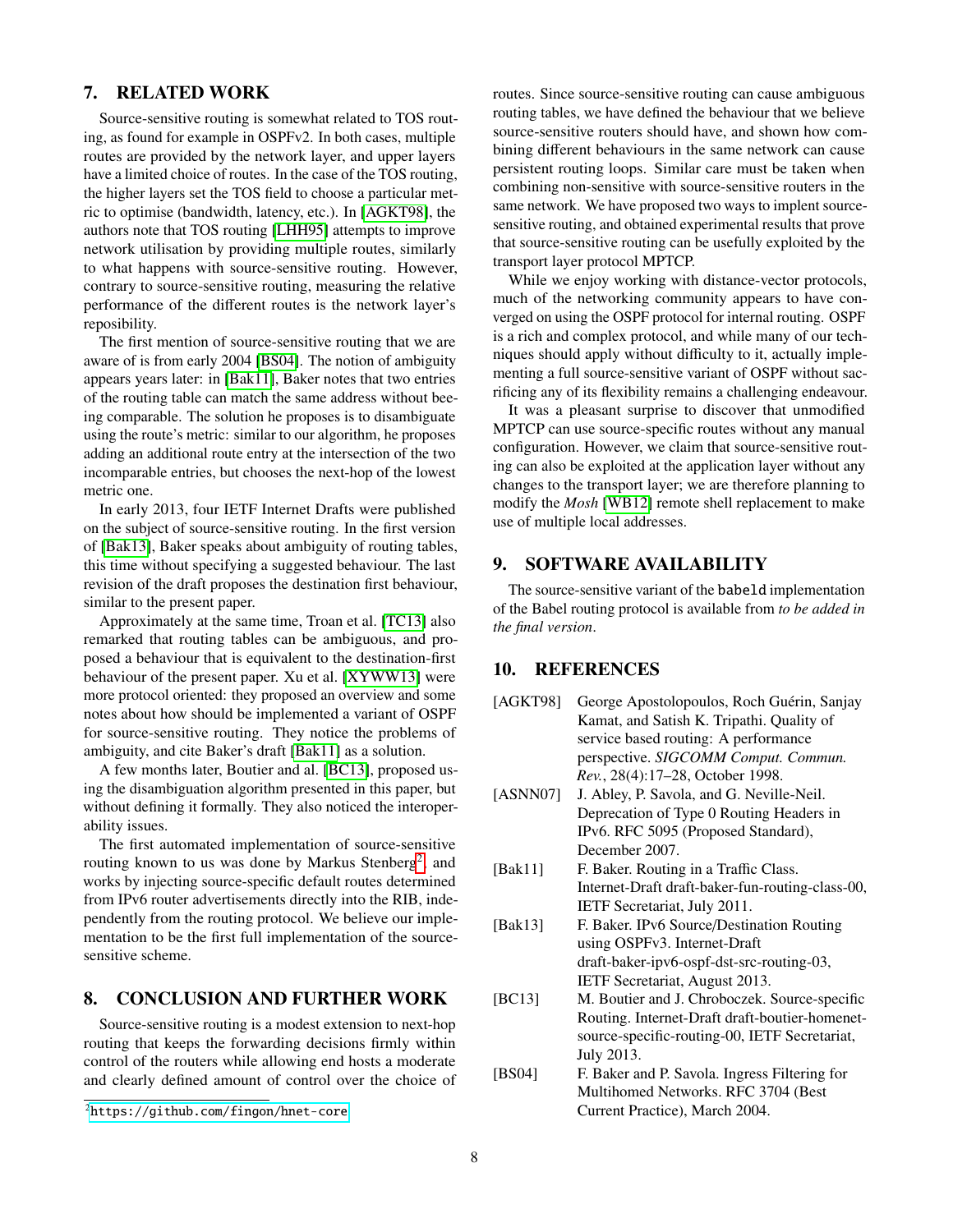## 7. RELATED WORK

Source-sensitive routing is somewhat related to TOS routing, as found for example in OSPFv2. In both cases, multiple routes are provided by the network layer, and upper layers have a limited choice of routes. In the case of the TOS routing, the higher layers set the TOS field to choose a particular metric to optimise (bandwidth, latency, etc.). In [AGKT98], the authors note that TOS routing [LHH95] attempts to improve network utilisation by providing multiple routes, similarly to what happens with source-sensitive routing. However, contrary to source-sensitive routing, measuring the relative performance of the different routes is the network layer's reposibility.

The first mention of source-sensitive routing that we are aware of is from early 2004 [BS04]. The notion of ambiguity appears years later: in [Bak11], Baker notes that two entries of the routing table can match the same address without beeing comparable. The solution he proposes is to disambiguate using the route's metric: similar to our algorithm, he proposes adding an additional route entry at the intersection of the two incomparable entries, but chooses the next-hop of the lowest metric one.

In early 2013, four IETF Internet Drafts were published on the subject of source-sensitive routing. In the first version of [Bak13], Baker speaks about ambiguity of routing tables, this time without specifying a suggested behaviour. The last revision of the draft proposes the destination first behaviour, similar to the present paper.

Approximately at the same time, Troan et al. [TC13] also remarked that routing tables can be ambiguous, and proposed a behaviour that is equivalent to the destination-first behaviour of the present paper. Xu et al. [XYWW13] were more protocol oriented: they proposed an overview and some notes about how should be implemented a variant of OSPF for source-sensitive routing. They notice the problems of ambiguity, and cite Baker's draft [Bak11] as a solution.

A few months later, Boutier and al. [BC13], proposed using the disambiguation algorithm presented in this paper, but without defining it formally. They also noticed the interoperability issues.

The first automated implementation of source-sensitive routing known to us was done by Markus Stenberg[2], and works by injecting source-specific default routes determined from IPv6 router advertisements directly into the RIB, independently from the routing protocol. We believe our implementation to be the first full implementation of the source-sensitive scheme.

## 8. CONCLUSION AND FURTHER WORK

Source-sensitive routing is a modest extension to next-hop routing that keeps the forwarding decisions firmly within control of the routers while allowing end hosts a moderate and clearly defined amount of control over the choice of routes. Since source-sensitive routing can cause ambiguous routing tables, we have defined the behaviour that we believe source-sensitive routers should have, and shown how combining different behaviours in the same network can cause persistent routing loops. Similar care must be taken when combining non-sensitive with source-sensitive routers in the same network. We have proposed two ways to implent source-sensitive routing, and obtained experimental results that prove that source-sensitive routing can be usefully exploited by the transport layer protocol MPTCP.

While we enjoy working with distance-vector protocols, much of the networking community appears to have converged on using the OSPF protocol for internal routing. OSPF is a rich and complex protocol, and while many of our techniques should apply without difficulty to it, actually implementing a full source-sensitive variant of OSPF without sacrificing any of its flexibility remains a challenging endeavour.

It was a pleasant surprise to discover that unmodified MPTCP can use source-specific routes without any manual configuration. However, we claim that source-sensitive routing can also be exploited at the application layer without any changes to the transport layer; we are therefore planning to modify the *Mosh* [WB12] remote shell replacement to make use of multiple local addresses.

## 9. SOFTWARE AVAILABILITY

The source-sensitive variant of the `babeld` implementation of the Babel routing protocol is available from *to be added in the final version*.

## 10. REFERENCES

[AGKT98] George Apostolopoulos, Roch Guérin, Sanjay Kamat, and Satish K. Tripathi. Quality of service based routing: A performance perspective. *SIGCOMM Comput. Commun. Rev.*, 28(4):17–28, October 1998.

[ASNN07] J. Abley, P. Savola, and G. Neville-Neil. Deprecation of Type 0 Routing Headers in IPv6. RFC 5095 (Proposed Standard), December 2007.

[Bak11] F. Baker. Routing in a Traffic Class. Internet-Draft draft-baker-fun-routing-class-00, IETF Secretariat, July 2011.

[Bak13] F. Baker. IPv6 Source/Destination Routing using OSPFv3. Internet-Draft draft-baker-ipv6-ospf-dst-src-routing-03, IETF Secretariat, August 2013.

[BC13] M. Boutier and J. Chroboczek. Source-specific Routing. Internet-Draft draft-boutier-homenet-source-specific-routing-00, IETF Secretariat, July 2013.

[BS04] F. Baker and P. Savola. Ingress Filtering for Multihomed Networks. RFC 3704 (Best Current Practice), March 2004.

[2] https://github.com/fingon/hnet-core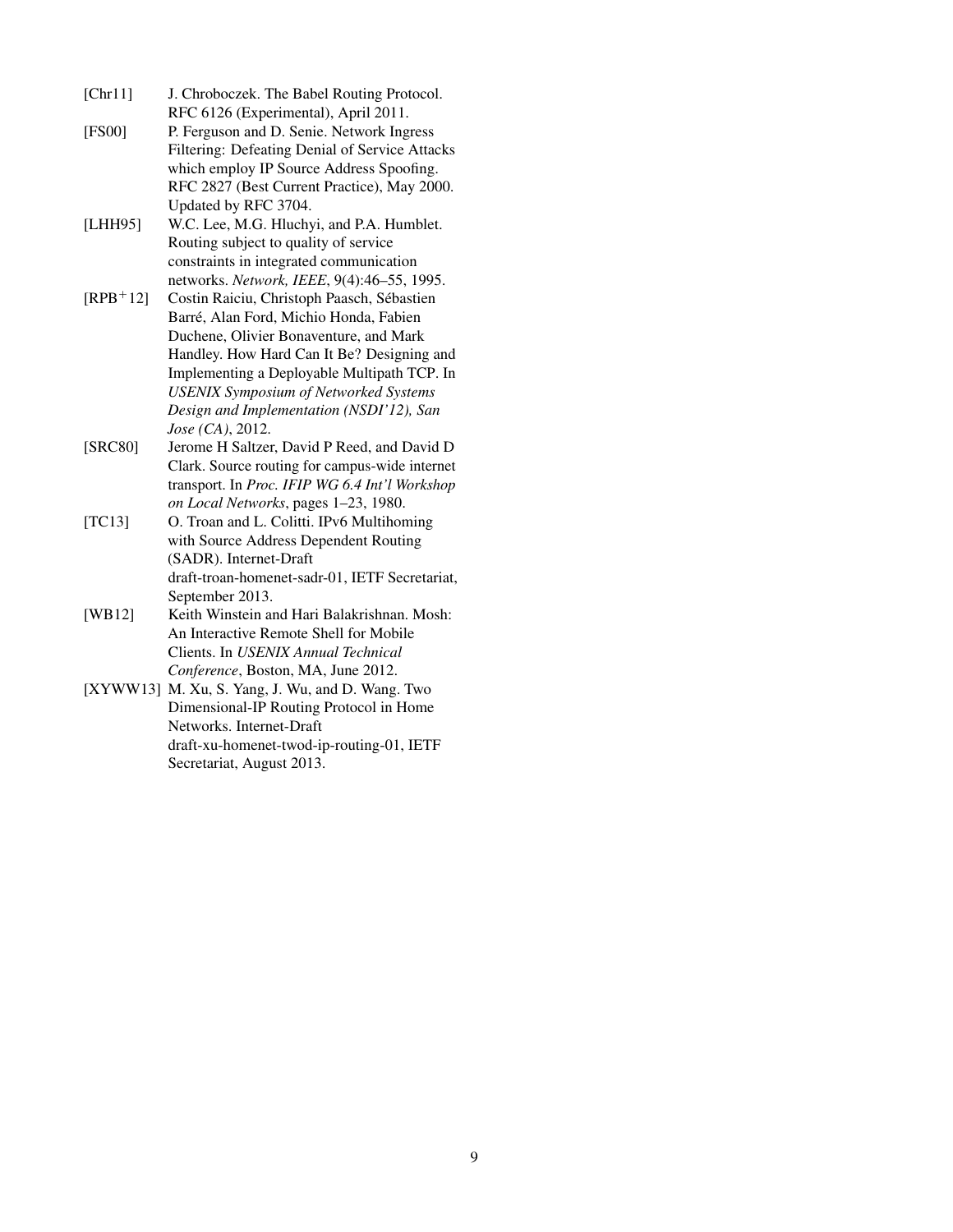[Chr11] J. Chroboczek. The Babel Routing Protocol. RFC 6126 (Experimental), April 2011.

[FS00] P. Ferguson and D. Senie. Network Ingress Filtering: Defeating Denial of Service Attacks which employ IP Source Address Spoofing. RFC 2827 (Best Current Practice), May 2000. Updated by RFC 3704.

[LHH95] W.C. Lee, M.G. Hluchyi, and P.A. Humblet. Routing subject to quality of service constraints in integrated communication networks. *Network, IEEE*, 9(4):46–55, 1995.

[RPB+12] Costin Raiciu, Christoph Paasch, Sébastien Barré, Alan Ford, Michio Honda, Fabien Duchene, Olivier Bonaventure, and Mark Handley. How Hard Can It Be? Designing and Implementing a Deployable Multipath TCP. In *USENIX Symposium of Networked Systems Design and Implementation (NSDI'12), San Jose (CA)*, 2012.

[SRC80] Jerome H Saltzer, David P Reed, and David D Clark. Source routing for campus-wide internet transport. In *Proc. IFIP WG 6.4 Int'l Workshop on Local Networks*, pages 1–23, 1980.

[TC13] O. Troan and L. Colitti. IPv6 Multihoming with Source Address Dependent Routing (SADR). Internet-Draft draft-troan-homenet-sadr-01, IETF Secretariat, September 2013.

[WB12] Keith Winstein and Hari Balakrishnan. Mosh: An Interactive Remote Shell for Mobile Clients. In *USENIX Annual Technical Conference*, Boston, MA, June 2012.

[XYWW13] M. Xu, S. Yang, J. Wu, and D. Wang. Two Dimensional-IP Routing Protocol in Home Networks. Internet-Draft draft-xu-homenet-twod-ip-routing-01, IETF Secretariat, August 2013.